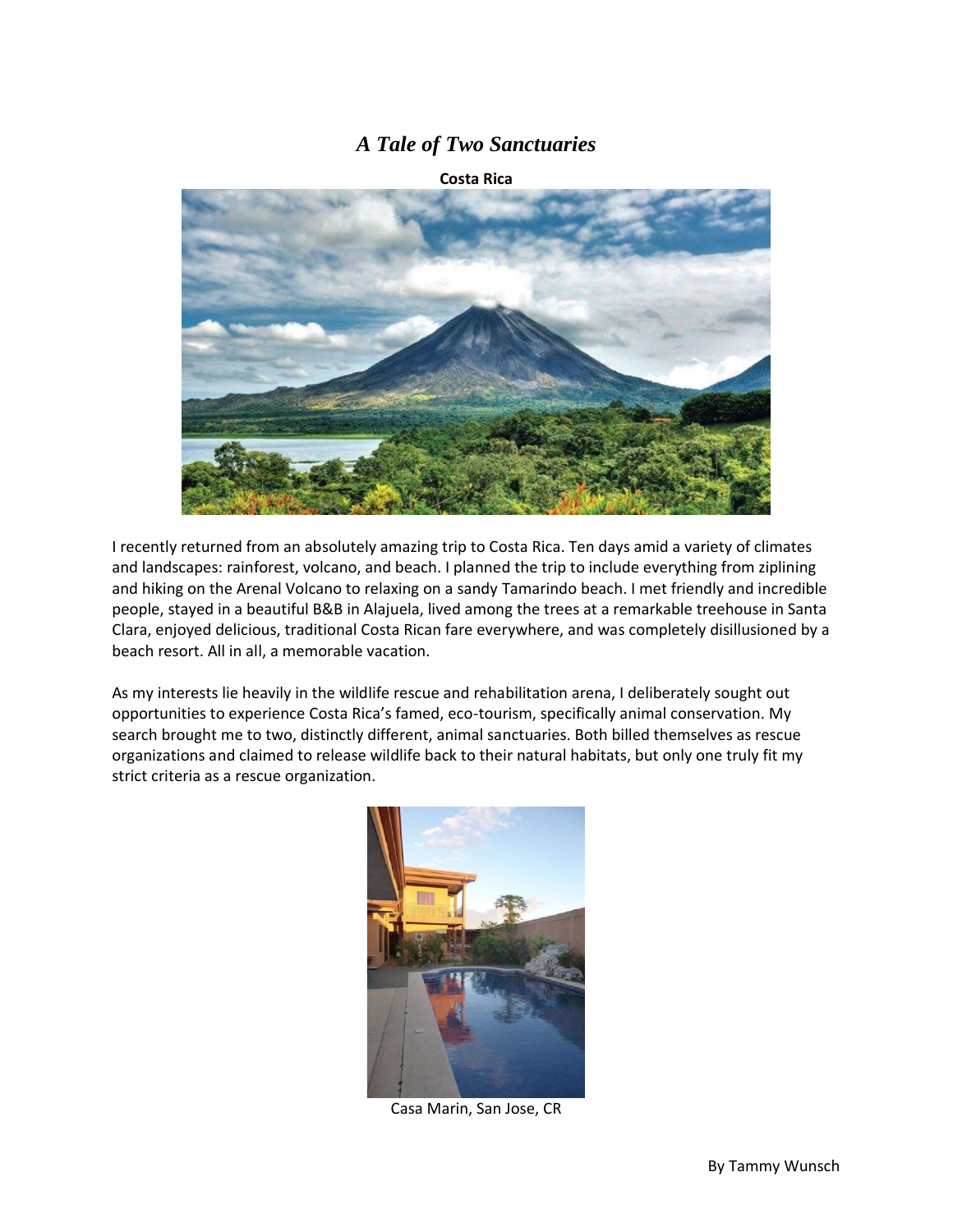# *A Tale of Two Sanctuaries*

**Costa Rica**

I recently returned from an absolutely amazing trip to Costa Rica. Ten days amid a variety of climates and landscapes: rainforest, volcano, and beach. I planned the trip to include everything from ziplining and hiking on the Arenal Volcano to relaxing on a sandy Tamarindo beach. I met friendly and incredible people, stayed in a beautiful B&B in Alajuela, lived among the trees at a remarkable treehouse in Santa Clara, enjoyed delicious, traditional Costa Rican fare everywhere, and was completely disillusioned by a beach resort. All in all, a memorable vacation.

As my interests lie heavily in the wildlife rescue and rehabilitation arena, I deliberately sought out opportunities to experience Costa Rica's famed, eco-tourism, specifically animal conservation. My search brought me to two, distinctly different, animal sanctuaries. Both billed themselves as rescue organizations and claimed to release wildlife back to their natural habitats, but only one truly fit my strict criteria as a rescue organization.

Casa Marin, San Jose, CR

By Tammy Wunsch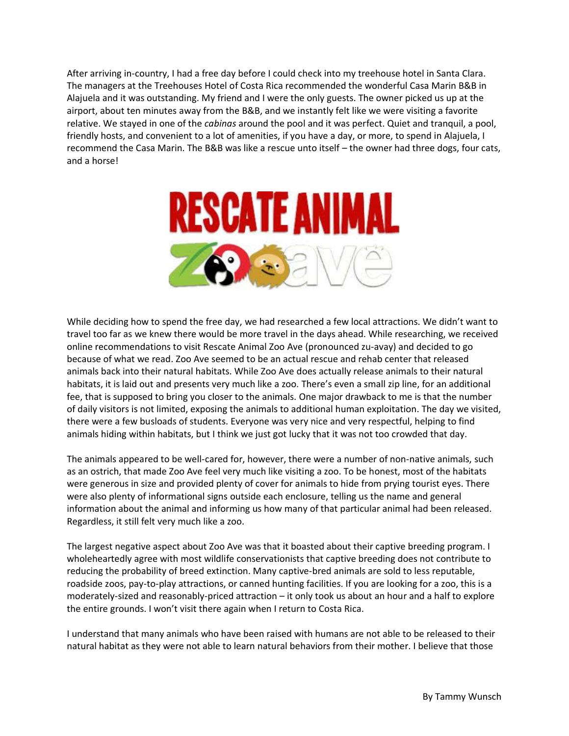After arriving in-country, I had a free day before I could check into my treehouse hotel in Santa Clara. The managers at the Treehouses Hotel of Costa Rica recommended the wonderful Casa Marin B&B in Alajuela and it was outstanding. My friend and I were the only guests. The owner picked us up at the airport, about ten minutes away from the B&B, and we instantly felt like we were visiting a favorite relative. We stayed in one of the *cabinas* around the pool and it was perfect. Quiet and tranquil, a pool, friendly hosts, and convenient to a lot of amenities, if you have a day, or more, to spend in Alajuela, I recommend the Casa Marin. The B&B was like a rescue unto itself – the owner had three dogs, four cats, and a horse!

While deciding how to spend the free day, we had researched a few local attractions. We didn't want to travel too far as we knew there would be more travel in the days ahead. While researching, we received online recommendations to visit Rescate Animal Zoo Ave (pronounced zu-avay) and decided to go because of what we read. Zoo Ave seemed to be an actual rescue and rehab center that released animals back into their natural habitats. While Zoo Ave does actually release animals to their natural habitats, it is laid out and presents very much like a zoo. There's even a small zip line, for an additional fee, that is supposed to bring you closer to the animals. One major drawback to me is that the number of daily visitors is not limited, exposing the animals to additional human exploitation. The day we visited, there were a few busloads of students. Everyone was very nice and very respectful, helping to find animals hiding within habitats, but I think we just got lucky that it was not too crowded that day.

The animals appeared to be well-cared for, however, there were a number of non-native animals, such as an ostrich, that made Zoo Ave feel very much like visiting a zoo. To be honest, most of the habitats were generous in size and provided plenty of cover for animals to hide from prying tourist eyes. There were also plenty of informational signs outside each enclosure, telling us the name and general information about the animal and informing us how many of that particular animal had been released. Regardless, it still felt very much like a zoo.

The largest negative aspect about Zoo Ave was that it boasted about their captive breeding program. I wholeheartedly agree with most wildlife conservationists that captive breeding does not contribute to reducing the probability of breed extinction. Many captive-bred animals are sold to less reputable, roadside zoos, pay-to-play attractions, or canned hunting facilities. If you are looking for a zoo, this is a moderately-sized and reasonably-priced attraction – it only took us about an hour and a half to explore the entire grounds. I won't visit there again when I return to Costa Rica.

I understand that many animals who have been raised with humans are not able to be released to their natural habitat as they were not able to learn natural behaviors from their mother. I believe that those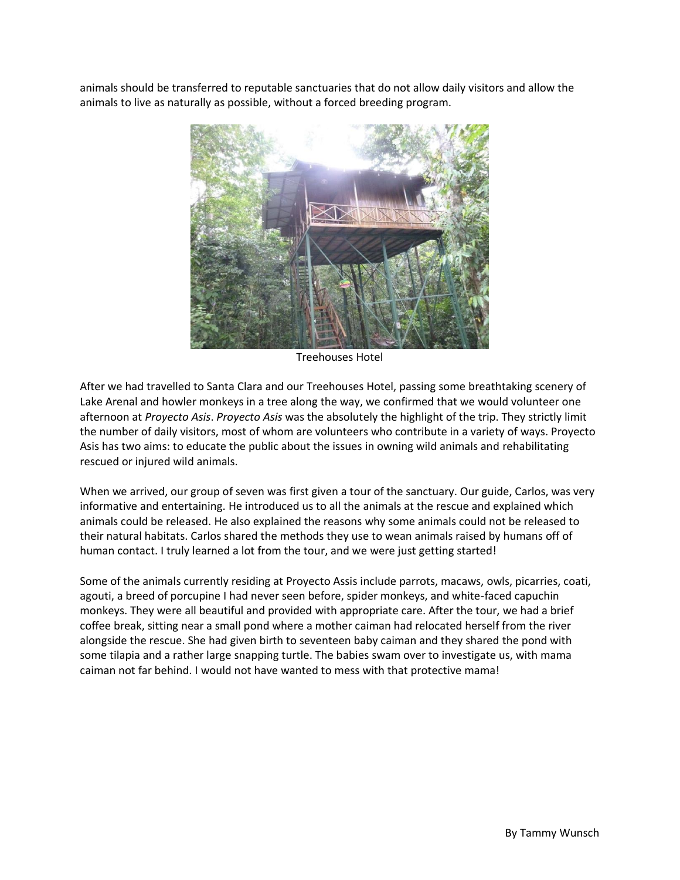animals should be transferred to reputable sanctuaries that do not allow daily visitors and allow the animals to live as naturally as possible, without a forced breeding program.

Treehouses Hotel

After we had travelled to Santa Clara and our Treehouses Hotel, passing some breathtaking scenery of Lake Arenal and howler monkeys in a tree along the way, we confirmed that we would volunteer one afternoon at *Proyecto Asis*. *Proyecto Asis* was the absolutely the highlight of the trip. They strictly limit the number of daily visitors, most of whom are volunteers who contribute in a variety of ways. Proyecto Asis has two aims: to educate the public about the issues in owning wild animals and rehabilitating rescued or injured wild animals.

When we arrived, our group of seven was first given a tour of the sanctuary. Our guide, Carlos, was very informative and entertaining. He introduced us to all the animals at the rescue and explained which animals could be released. He also explained the reasons why some animals could not be released to their natural habitats. Carlos shared the methods they use to wean animals raised by humans off of human contact. I truly learned a lot from the tour, and we were just getting started!

Some of the animals currently residing at Proyecto Assis include parrots, macaws, owls, picarries, coati, agouti, a breed of porcupine I had never seen before, spider monkeys, and white-faced capuchin monkeys. They were all beautiful and provided with appropriate care. After the tour, we had a brief coffee break, sitting near a small pond where a mother caiman had relocated herself from the river alongside the rescue. She had given birth to seventeen baby caiman and they shared the pond with some tilapia and a rather large snapping turtle. The babies swam over to investigate us, with mama caiman not far behind. I would not have wanted to mess with that protective mama!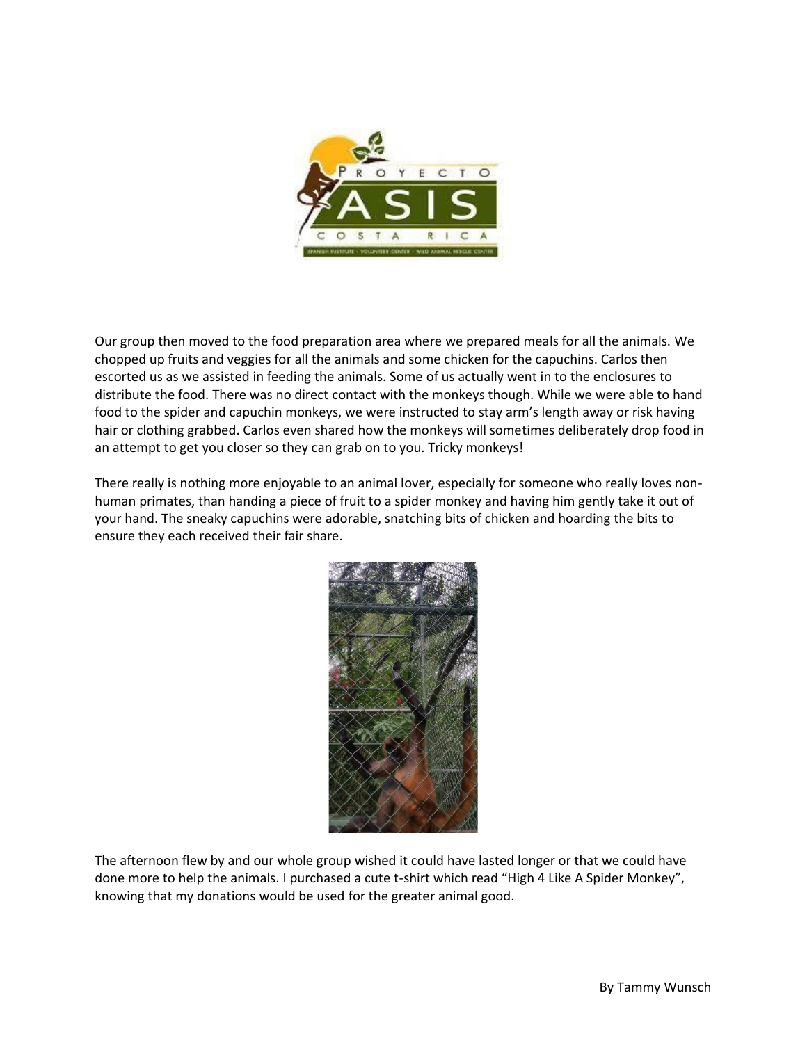Our group then moved to the food preparation area where we prepared meals for all the animals. We chopped up fruits and veggies for all the animals and some chicken for the capuchins. Carlos then escorted us as we assisted in feeding the animals. Some of us actually went in to the enclosures to distribute the food. There was no direct contact with the monkeys though. While we were able to hand food to the spider and capuchin monkeys, we were instructed to stay arm's length away or risk having hair or clothing grabbed. Carlos even shared how the monkeys will sometimes deliberately drop food in an attempt to get you closer so they can grab on to you. Tricky monkeys!

There really is nothing more enjoyable to an animal lover, especially for someone who really loves non-human primates, than handing a piece of fruit to a spider monkey and having him gently take it out of your hand. The sneaky capuchins were adorable, snatching bits of chicken and hoarding the bits to ensure they each received their fair share.

The afternoon flew by and our whole group wished it could have lasted longer or that we could have done more to help the animals. I purchased a cute t-shirt which read "High 4 Like A Spider Monkey", knowing that my donations would be used for the greater animal good.

By Tammy Wunsch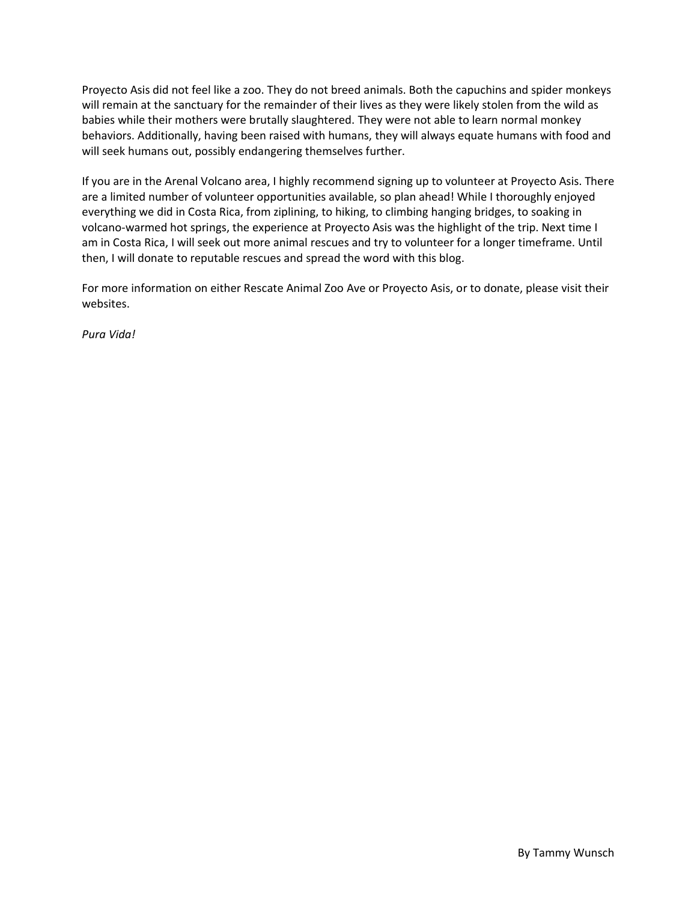Proyecto Asis did not feel like a zoo. They do not breed animals. Both the capuchins and spider monkeys will remain at the sanctuary for the remainder of their lives as they were likely stolen from the wild as babies while their mothers were brutally slaughtered. They were not able to learn normal monkey behaviors. Additionally, having been raised with humans, they will always equate humans with food and will seek humans out, possibly endangering themselves further.

If you are in the Arenal Volcano area, I highly recommend signing up to volunteer at Proyecto Asis. There are a limited number of volunteer opportunities available, so plan ahead! While I thoroughly enjoyed everything we did in Costa Rica, from ziplining, to hiking, to climbing hanging bridges, to soaking in volcano-warmed hot springs, the experience at Proyecto Asis was the highlight of the trip. Next time I am in Costa Rica, I will seek out more animal rescues and try to volunteer for a longer timeframe. Until then, I will donate to reputable rescues and spread the word with this blog.

For more information on either Rescate Animal Zoo Ave or Proyecto Asis, or to donate, please visit their websites.

*Pura Vida!*

By Tammy Wunsch